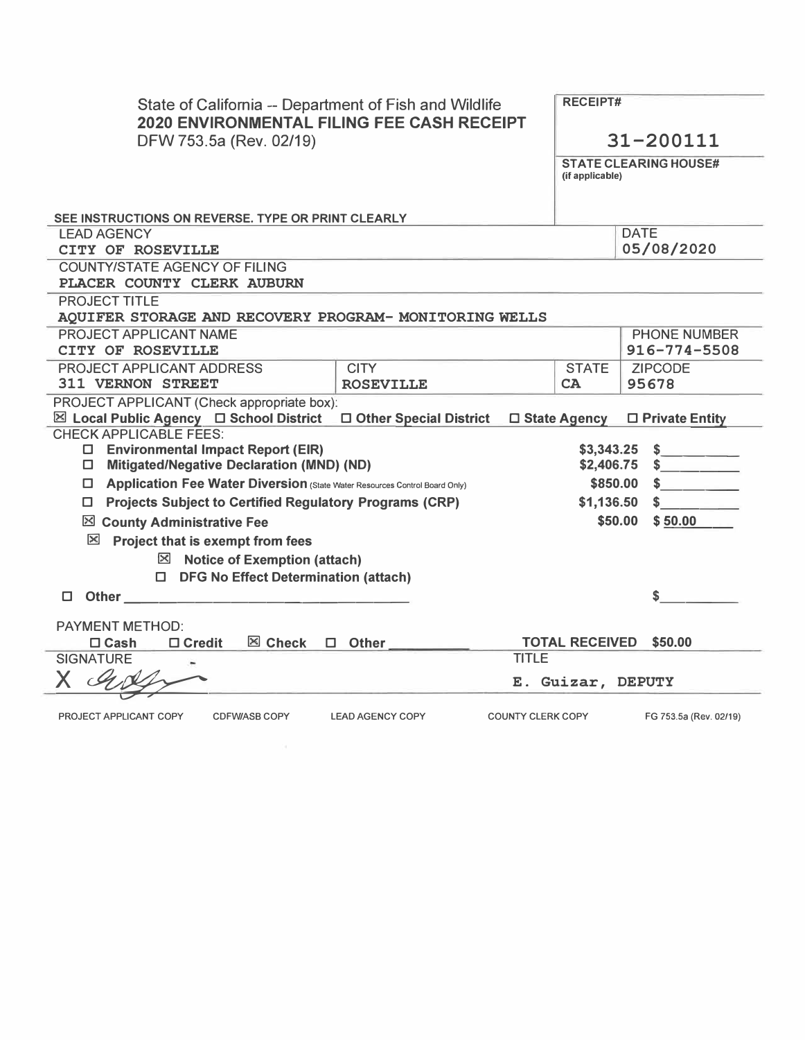State of California -- Department of Fish and Wildlife
**2020 ENVIRONMENTAL FILING FEE CASH RECEIPT**
DFW 753.5a (Rev. 02/19)

**RECEIPT#**

**31-200111**

**STATE CLEARING HOUSE#** (if applicable)

**SEE INSTRUCTIONS ON REVERSE. TYPE OR PRINT CLEARLY**

| LEAD AGENCY | DATE |
|---|---|
| CITY OF ROSEVILLE | 05/08/2020 |

COUNTY/STATE AGENCY OF FILING
PLACER COUNTY CLERK AUBURN

PROJECT TITLE
AQUIFER STORAGE AND RECOVERY PROGRAM- MONITORING WELLS

| PROJECT APPLICANT NAME | | | PHONE NUMBER |
|---|---|---|---|
| CITY OF ROSEVILLE | | | 916-774-5508 |
| **PROJECT APPLICANT ADDRESS** | **CITY** | **STATE** | **ZIPCODE** |
| 311 VERNON STREET | ROSEVILLE | CA | 95678 |

PROJECT APPLICANT (Check appropriate box):
☒ **Local Public Agency** ☐ **School District** ☐ **Other Special District** ☐ **State Agency** ☐ **Private Entity**

CHECK APPLICABLE FEES:

| | | |
|---|---|---|
| ☐ **Environmental Impact Report (EIR)** | $3,343.25 | $ |
| ☐ **Mitigated/Negative Declaration (MND) (ND)** | $2,406.75 | $ |
| ☐ **Application Fee Water Diversion** (State Water Resources Control Board Only) | $850.00 | $ |
| ☐ **Projects Subject to Certified Regulatory Programs (CRP)** | $1,136.50 | $ |
| ☒ **County Administrative Fee** | $50.00 | $ 50.00 |
| ☒ **Project that is exempt from fees** | | |
| ☒ **Notice of Exemption (attach)** | | |
| ☐ **DFG No Effect Determination (attach)** | | |
| ☐ **Other** | | $ |

PAYMENT METHOD:
☐ **Cash** ☐ **Credit** ☒ **Check** ☐ **Other**

**TOTAL RECEIVED $50.00**

| SIGNATURE | TITLE |
|---|---|
| X [signature] | E. Guizar, DEPUTY |

PROJECT APPLICANT COPY    CDFW/ASB COPY    LEAD AGENCY COPY    COUNTY CLERK COPY    FG 753.5a (Rev. 02/19)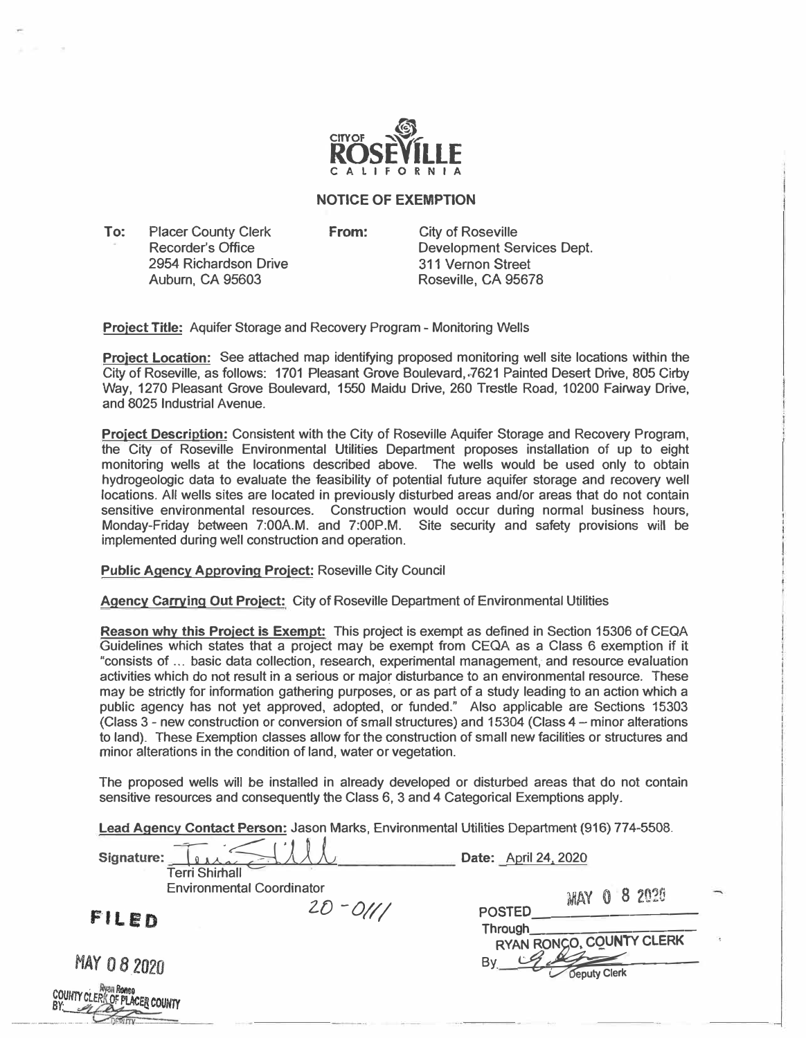CITY OF ROSEVILLE
CALIFORNIA

## NOTICE OF EXEMPTION

**To:** Placer County Clerk
Recorder's Office
2954 Richardson Drive
Auburn, CA 95603

**From:** City of Roseville
Development Services Dept.
311 Vernon Street
Roseville, CA 95678

**Project Title:** Aquifer Storage and Recovery Program - Monitoring Wells

**Project Location:** See attached map identifying proposed monitoring well site locations within the City of Roseville, as follows: 1701 Pleasant Grove Boulevard, 7621 Painted Desert Drive, 805 Cirby Way, 1270 Pleasant Grove Boulevard, 1550 Maidu Drive, 260 Trestle Road, 10200 Fairway Drive, and 8025 Industrial Avenue.

**Project Description:** Consistent with the City of Roseville Aquifer Storage and Recovery Program, the City of Roseville Environmental Utilities Department proposes installation of up to eight monitoring wells at the locations described above. The wells would be used only to obtain hydrogeologic data to evaluate the feasibility of potential future aquifer storage and recovery well locations. All wells sites are located in previously disturbed areas and/or areas that do not contain sensitive environmental resources. Construction would occur during normal business hours, Monday-Friday between 7:00A.M. and 7:00P.M. Site security and safety provisions will be implemented during well construction and operation.

**Public Agency Approving Project:** Roseville City Council

**Agency Carrying Out Project:** City of Roseville Department of Environmental Utilities

**Reason why this Project is Exempt:** This project is exempt as defined in Section 15306 of CEQA Guidelines which states that a project may be exempt from CEQA as a Class 6 exemption if it "consists of ... basic data collection, research, experimental management, and resource evaluation activities which do not result in a serious or major disturbance to an environmental resource. These may be strictly for information gathering purposes, or as part of a study leading to an action which a public agency has not yet approved, adopted, or funded." Also applicable are Sections 15303 (Class 3 - new construction or conversion of small structures) and 15304 (Class 4 – minor alterations to land). These Exemption classes allow for the construction of small new facilities or structures and minor alterations in the condition of land, water or vegetation.

The proposed wells will be installed in already developed or disturbed areas that do not contain sensitive resources and consequently the Class 6, 3 and 4 Categorical Exemptions apply.

**Lead Agency Contact Person:** Jason Marks, Environmental Utilities Department (916) 774-5508.

**Signature:** Terri Shirhall
Terri Shirhall
Environmental Coordinator

**Date:** April 24, 2020

20 - 0111

POSTED MAY 0 8 2020
Through
RYAN RONCO, COUNTY CLERK
By Deputy Clerk

**FILED**

MAY 0 8 2020

Ryan Ronco
COUNTY CLERK OF PLACER COUNTY
BY: DEPUTY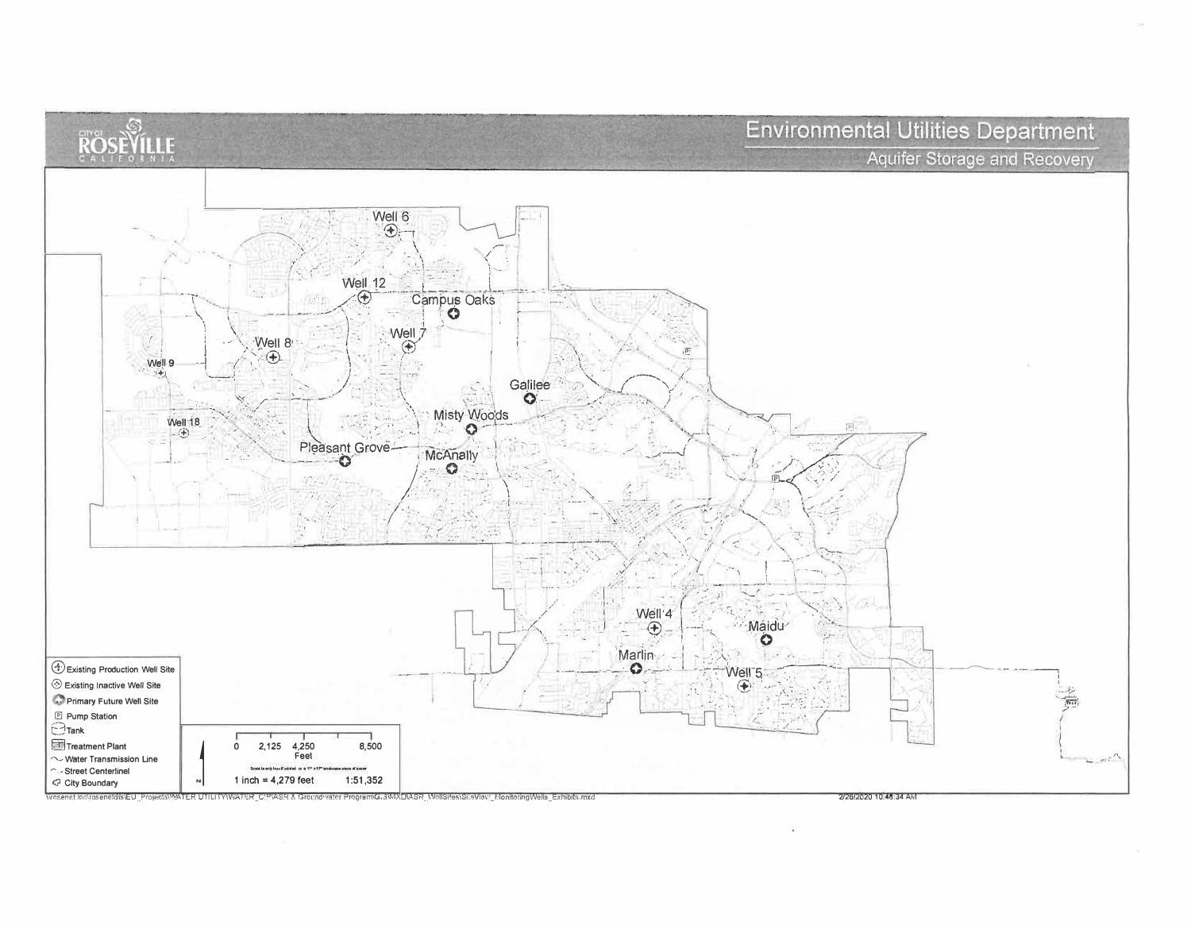CITY OF ROSEVILLE CALIFORNIA

# Environmental Utilities Department

## Aquifer Storage and Recovery

Well 6

Well 12

Campus Oaks

Well 7

Well 8

Well 9

Galilee

Misty Woods

Well 18

Pleasant Grove

McAnally

Well 4

Maidu

Marlin

Well 5

- Existing Production Well Site
- Existing Inactive Well Site
- Primary Future Well Site
- Pump Station
- Tank
- Treatment Plant
- Water Transmission Line
- Street Centerline
- City Boundary

0 2,125 4,250 8,500
Feet

1 inch = 4,279 feet 1:51,352

\\rosenet.loc\rosenet\dis\EU_Projects\WATER UTILITY\WATER_CIP\ASR & Groundwater Program\G.3\MXD\ASR_WellSites\SiteView_MonitoringWells_Exhibits.mxd

2/26/2020 10:46:34 AM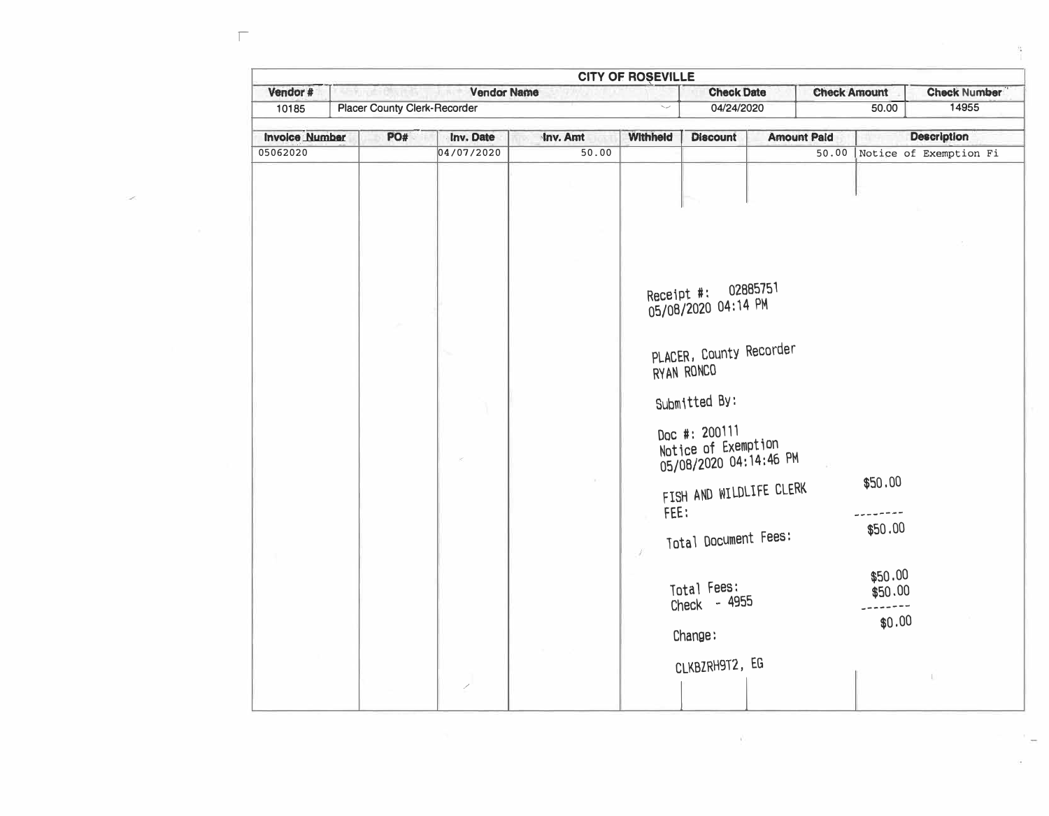# CITY OF ROSEVILLE

| Vendor # | Vendor Name | Check Date | Check Amount | Check Number |
|---|---|---|---|---|
| 10185 | Placer County Clerk-Recorder | 04/24/2020 | 50.00 | 14955 |

| Invoice Number | PO# | Inv. Date | Inv. Amt | Withheld | Discount | Amount Paid | Description |
|---|---|---|---|---|---|---|---|
| 05062020 | | 04/07/2020 | 50.00 | | | 50.00 | Notice of Exemption Fi |

Receipt #: 02885751
05/08/2020 04:14 PM

PLACER, County Recorder
RYAN RONCO

Submitted By:

Doc #: 200111
Notice of Exemption
05/08/2020 04:14:46 PM

FISH AND WILDLIFE CLERK FEE: $50.00

--------

Total Document Fees: $50.00

Total Fees: $50.00
Check - 4955 $50.00

--------

Change: $0.00

CLKBZRH9T2, EG